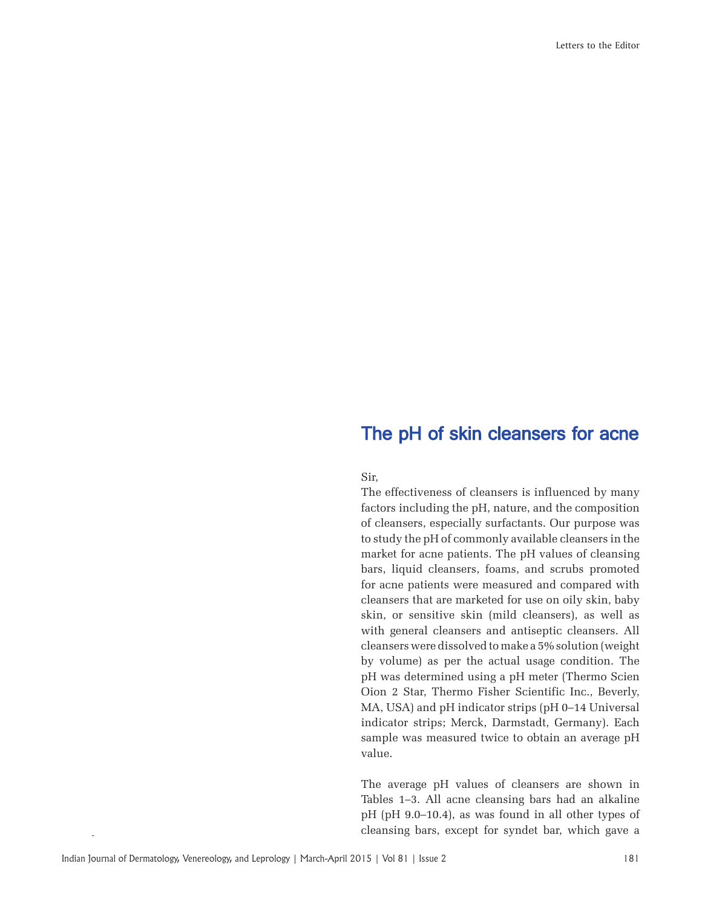# The pH of skin cleansers for acne

Sir,

The effectiveness of cleansers is influenced by many factors including the pH, nature, and the composition of cleansers, especially surfactants. Our purpose was to study the pH of commonly available cleansers in the market for acne patients. The pH values of cleansing bars, liquid cleansers, foams, and scrubs promoted for acne patients were measured and compared with cleansers that are marketed for use on oily skin, baby skin, or sensitive skin (mild cleansers), as well as with general cleansers and antiseptic cleansers. All cleansers were dissolved to make a 5% solution (weight by volume) as per the actual usage condition. The pH was determined using a pH meter (Thermo Scien Oion 2 Star, Thermo Fisher Scientific Inc., Beverly, MA, USA) and pH indicator strips (pH 0–14 Universal indicator strips; Merck, Darmstadt, Germany). Each sample was measured twice to obtain an average pH value.

The average pH values of cleansers are shown in Tables 1–3. All acne cleansing bars had an alkaline pH (pH 9.0–10.4), as was found in all other types of cleansing bars, except for syndet bar, which gave a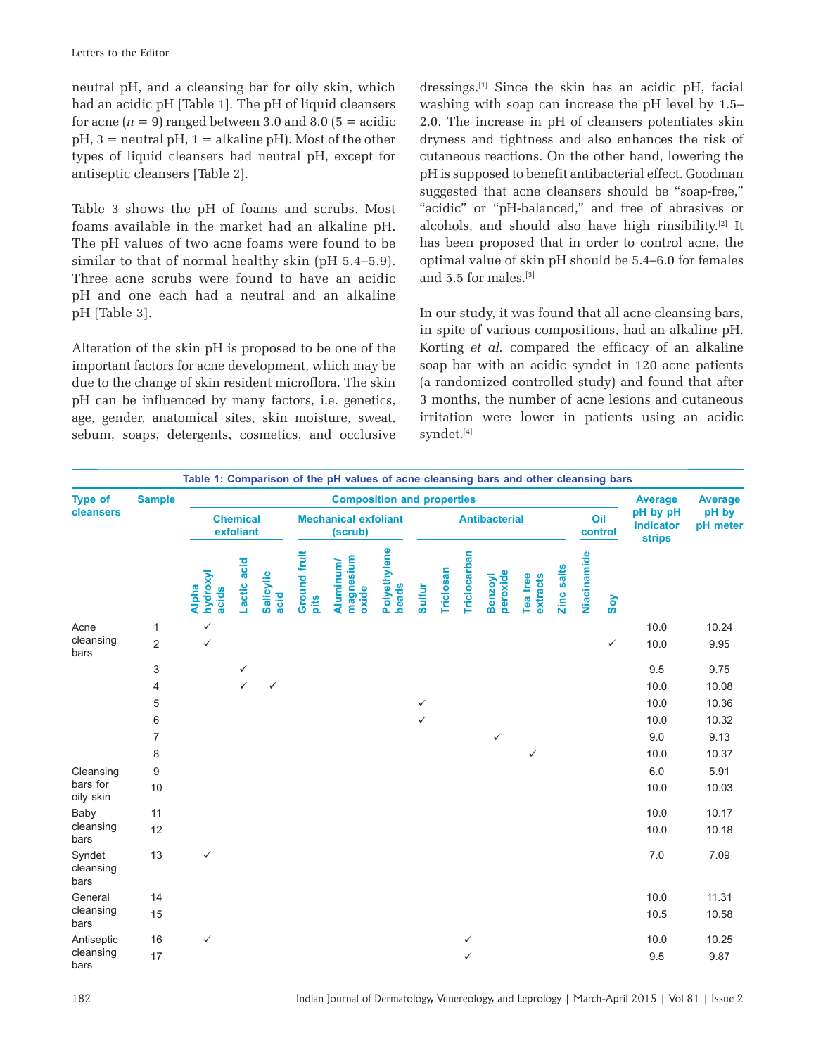neutral pH, and a cleansing bar for oily skin, which had an acidic pH [Table 1]. The pH of liquid cleansers for acne ($n = 9$) ranged between 3.0 and 8.0 (5 = acidic pH, 3 = neutral pH, 1 = alkaline pH). Most of the other types of liquid cleansers had neutral pH, except for antiseptic cleansers [Table 2].

Table 3 shows the pH of foams and scrubs. Most foams available in the market had an alkaline pH. The pH values of two acne foams were found to be similar to that of normal healthy skin (pH 5.4–5.9). Three acne scrubs were found to have an acidic pH and one each had a neutral and an alkaline pH [Table 3].

Alteration of the skin pH is proposed to be one of the important factors for acne development, which may be due to the change of skin resident microflora. The skin pH can be influenced by many factors, i.e. genetics, age, gender, anatomical sites, skin moisture, sweat, sebum, soaps, detergents, cosmetics, and occlusive dressings.[1] Since the skin has an acidic pH, facial washing with soap can increase the pH level by 1.5–2.0. The increase in pH of cleansers potentiates skin dryness and tightness and also enhances the risk of cutaneous reactions. On the other hand, lowering the pH is supposed to benefit antibacterial effect. Goodman suggested that acne cleansers should be "soap-free," "acidic" or "pH-balanced," and free of abrasives or alcohols, and should also have high rinsibility.[2] It has been proposed that in order to control acne, the optimal value of skin pH should be 5.4–6.0 for females and 5.5 for males.[3]

In our study, it was found that all acne cleansing bars, in spite of various compositions, had an alkaline pH. Korting *et al.* compared the efficacy of an alkaline soap bar with an acidic syndet in 120 acne patients (a randomized controlled study) and found that after 3 months, the number of acne lesions and cutaneous irritation were lower in patients using an acidic syndet.[4]

**Table 1: Comparison of the pH values of acne cleansing bars and other cleansing bars**

| Type of cleansers | Sample | Composition and properties | | | | | | | | | | | | | | Average pH by pH indicator strips | Average pH by pH meter |
|---|---|---|---|---|---|---|---|---|---|---|---|---|---|---|---|---|---|
| | | Chemical exfoliant | | | Mechanical exfoliant (scrub) | | | Antibacterial | | | | | | Oil control | | | |
| | | Alpha hydroxyl acids | Lactic acid | Salicylic acid | Ground fruit pits | Aluminum/ magnesium oxide | Polyethylene beads | Sulfur | Triclosan | Triclocarban | Benzoyl peroxide | Tea tree extracts | Zinc salts | Niacinamide | Soy | | |
| Acne cleansing bars | 1 | ✓ | | | | | | | | | | | | | | 10.0 | 10.24 |
| | 2 | ✓ | | | | | | | | | | | | | ✓ | 10.0 | 9.95 |
| | 3 | | ✓ | | | | | | | | | | | | | 9.5 | 9.75 |
| | 4 | | ✓ | ✓ | | | | | | | | | | | | 10.0 | 10.08 |
| | 5 | | | | | | | ✓ | | | | | | | | 10.0 | 10.36 |
| | 6 | | | | | | | ✓ | | | | | | | | 10.0 | 10.32 |
| | 7 | | | | | | | | | | ✓ | | | | | 9.0 | 9.13 |
| | 8 | | | | | | | | | | | ✓ | | | | 10.0 | 10.37 |
| Cleansing bars for oily skin | 9 | | | | | | | | | | | | | | | 6.0 | 5.91 |
| | 10 | | | | | | | | | | | | | | | 10.0 | 10.03 |
| Baby cleansing bars | 11 | | | | | | | | | | | | | | | 10.0 | 10.17 |
| | 12 | | | | | | | | | | | | | | | 10.0 | 10.18 |
| Syndet cleansing bars | 13 | ✓ | | | | | | | | | | | | | | 7.0 | 7.09 |
| General cleansing bars | 14 | | | | | | | | | | | | | | | 10.0 | 11.31 |
| | 15 | | | | | | | | | | | | | | | 10.5 | 10.58 |
| Antiseptic cleansing bars | 16 | ✓ | | | | | | | | ✓ | | | | | | 10.0 | 10.25 |
| | 17 | | | | | | | | | ✓ | | | | | | 9.5 | 9.87 |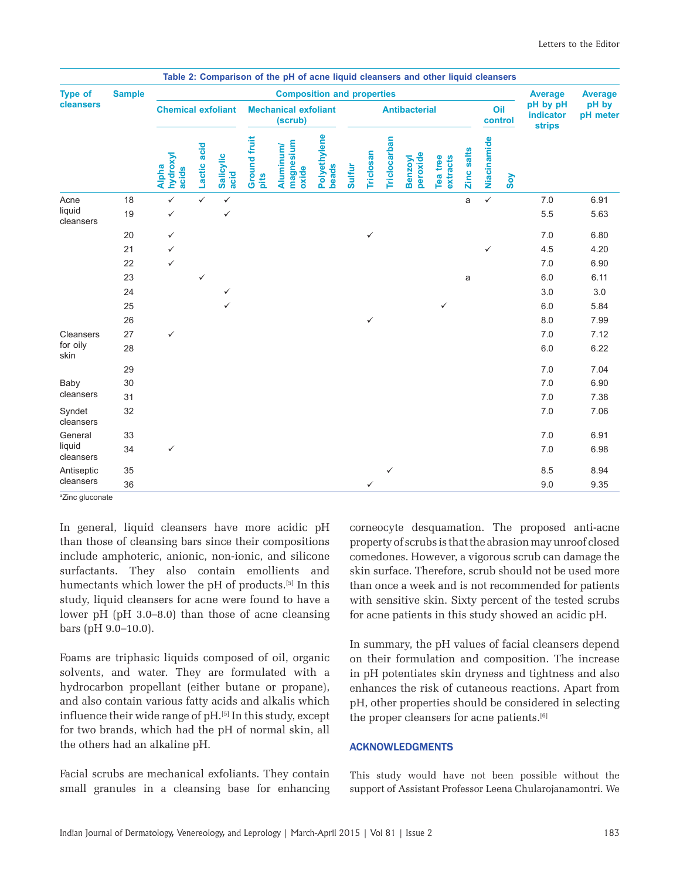Table 2: Comparison of the pH of acne liquid cleansers and other liquid cleansers

| Type of cleansers | Sample | Composition and properties | | | | | | | | | | | | | | Average pH by pH indicator strips | Average pH by pH meter |
|---|---|---|---|---|---|---|---|---|---|---|---|---|---|---|---|---|---|
| | | Chemical exfoliant | | | Mechanical exfoliant (scrub) | | | Antibacterial | | | | | | Oil control | | | |
| | | Alpha hydroxyl acids | Lactic acid | Salicylic acid | Ground fruit pits | Aluminum/ magnesium oxide | Polyethylene beads | Sulfur | Triclosan | Triclocarban | Benzoyl peroxide | Tea tree extracts | Zinc salts | Niacinamide | Soy | | |
| Acne liquid cleansers | 18 | ✓ | ✓ | ✓ | | | | | | | | | a | ✓ | | 7.0 | 6.91 |
| | 19 | ✓ | | ✓ | | | | | | | | | | | | 5.5 | 5.63 |
| | 20 | ✓ | | | | | | | ✓ | | | | | | | 7.0 | 6.80 |
| | 21 | ✓ | | | | | | | | | | | | ✓ | | 4.5 | 4.20 |
| | 22 | ✓ | | | | | | | | | | | | | | 7.0 | 6.90 |
| | 23 | | ✓ | | | | | | | | | | a | | | 6.0 | 6.11 |
| | 24 | | | ✓ | | | | | | | | | | | | 3.0 | 3.0 |
| | 25 | | | ✓ | | | | | | | | ✓ | | | | 6.0 | 5.84 |
| | 26 | | | | | | | | ✓ | | | | | | | 8.0 | 7.99 |
| Cleansers for oily skin | 27 | ✓ | | | | | | | | | | | | | | 7.0 | 7.12 |
| | 28 | | | | | | | | | | | | | | | 6.0 | 6.22 |
| | 29 | | | | | | | | | | | | | | | 7.0 | 7.04 |
| Baby cleansers | 30 | | | | | | | | | | | | | | | 7.0 | 6.90 |
| | 31 | | | | | | | | | | | | | | | 7.0 | 7.38 |
| Syndet cleansers | 32 | | | | | | | | | | | | | | | 7.0 | 7.06 |
| General liquid cleansers | 33 | | | | | | | | | | | | | | | 7.0 | 6.91 |
| | 34 | ✓ | | | | | | | | | | | | | | 7.0 | 6.98 |
| Antiseptic cleansers | 35 | | | | | | | | | ✓ | | | | | | 8.5 | 8.94 |
| | 36 | | | | | | | | ✓ | | | | | | | 9.0 | 9.35 |

[a]Zinc gluconate

In general, liquid cleansers have more acidic pH than those of cleansing bars since their compositions include amphoteric, anionic, non-ionic, and silicone surfactants. They also contain emollients and humectants which lower the pH of products.[5] In this study, liquid cleansers for acne were found to have a lower pH (pH 3.0–8.0) than those of acne cleansing bars (pH 9.0–10.0).

Foams are triphasic liquids composed of oil, organic solvents, and water. They are formulated with a hydrocarbon propellant (either butane or propane), and also contain various fatty acids and alkalis which influence their wide range of pH.[5] In this study, except for two brands, which had the pH of normal skin, all the others had an alkaline pH.

Facial scrubs are mechanical exfoliants. They contain small granules in a cleansing base for enhancing corneocyte desquamation. The proposed anti-acne property of scrubs is that the abrasion may unroof closed comedones. However, a vigorous scrub can damage the skin surface. Therefore, scrub should not be used more than once a week and is not recommended for patients with sensitive skin. Sixty percent of the tested scrubs for acne patients in this study showed an acidic pH.

In summary, the pH values of facial cleansers depend on their formulation and composition. The increase in pH potentiates skin dryness and tightness and also enhances the risk of cutaneous reactions. Apart from pH, other properties should be considered in selecting the proper cleansers for acne patients.[6]

## ACKNOWLEDGMENTS

This study would have not been possible without the support of Assistant Professor Leena Chularojanamontri. We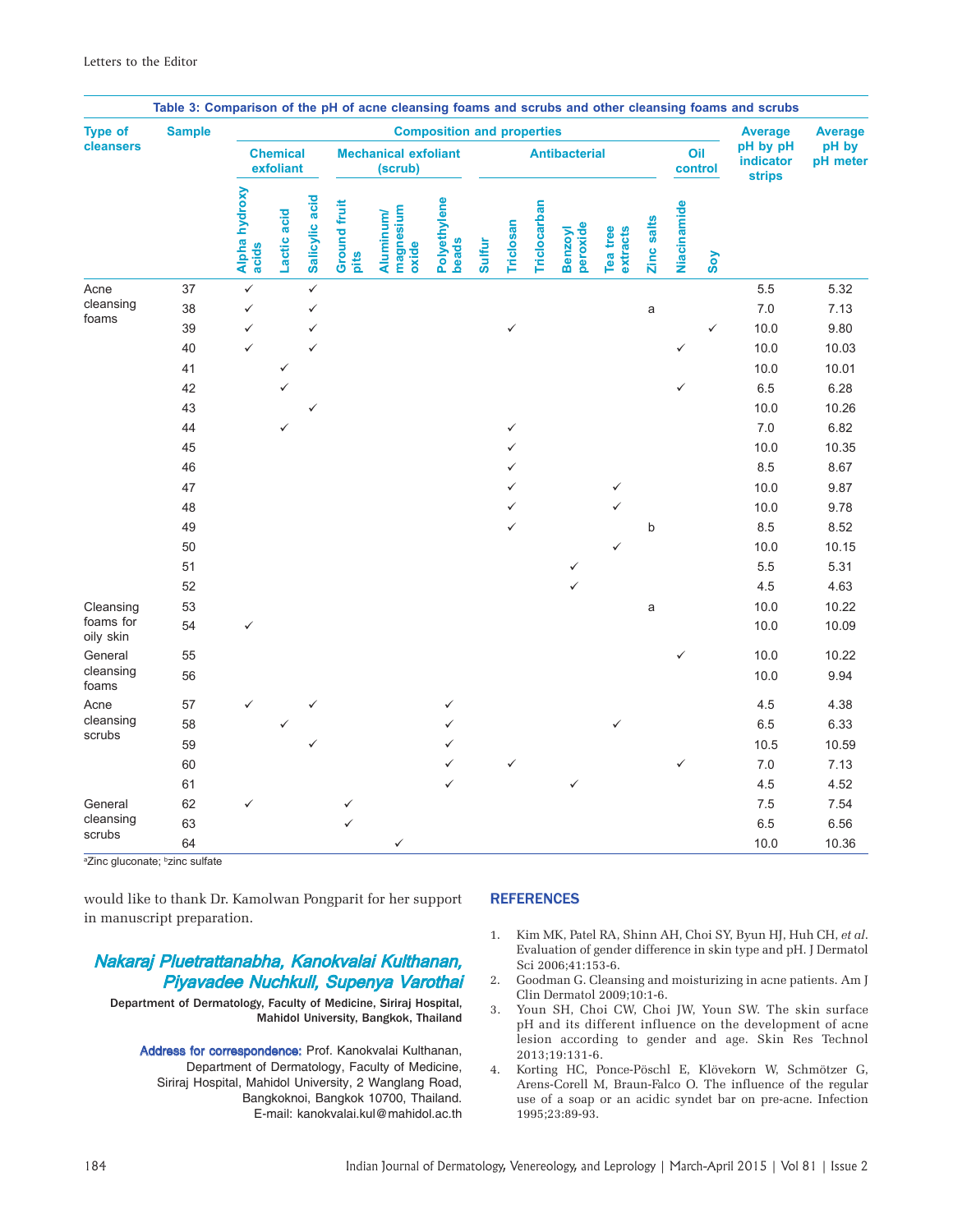**Table 3: Comparison of the pH of acne cleansing foams and scrubs and other cleansing foams and scrubs**

| Type of cleansers | Sample | Composition and properties | | | | | | | | | | | | | | Average pH by pH indicator strips | Average pH by pH meter |
|---|---|---|---|---|---|---|---|---|---|---|---|---|---|---|---|---|---|
| | | Chemical exfoliant | | | Mechanical exfoliant (scrub) | | | Antibacterial | | | | | | Oil control | | | |
| | | Alpha hydroxy acids | Lactic acid | Salicylic acid | Ground fruit pits | Aluminum/ magnesium oxide | Polyethylene beads | Sulfur | Triclosan | Triclocarban | Benzoyl peroxide | Tea tree extracts | Zinc salts | Niacinamide | Soy | | |
| Acne cleansing foams | 37 | ✓ | | ✓ | | | | | | | | | | | | 5.5 | 5.32 |
| | 38 | ✓ | | ✓ | | | | | | | | | a | | | 7.0 | 7.13 |
| | 39 | ✓ | | ✓ | | | | | ✓ | | | | | | ✓ | 10.0 | 9.80 |
| | 40 | ✓ | | ✓ | | | | | | | | | | ✓ | | 10.0 | 10.03 |
| | 41 | | ✓ | | | | | | | | | | | | | 10.0 | 10.01 |
| | 42 | | ✓ | | | | | | | | | | | ✓ | | 6.5 | 6.28 |
| | 43 | | | ✓ | | | | | | | | | | | | 10.0 | 10.26 |
| | 44 | | ✓ | | | | | | ✓ | | | | | | | 7.0 | 6.82 |
| | 45 | | | | | | | | ✓ | | | | | | | 10.0 | 10.35 |
| | 46 | | | | | | | | ✓ | | | | | | | 8.5 | 8.67 |
| | 47 | | | | | | | | ✓ | | | ✓ | | | | 10.0 | 9.87 |
| | 48 | | | | | | | | ✓ | | | ✓ | | | | 10.0 | 9.78 |
| | 49 | | | | | | | | ✓ | | | | b | | | 8.5 | 8.52 |
| | 50 | | | | | | | | | | | ✓ | | | | 10.0 | 10.15 |
| | 51 | | | | | | | | | | ✓ | | | | | 5.5 | 5.31 |
| | 52 | | | | | | | | | | ✓ | | | | | 4.5 | 4.63 |
| Cleansing foams for oily skin | 53 | | | | | | | | | | | | a | | | 10.0 | 10.22 |
| | 54 | ✓ | | | | | | | | | | | | | | 10.0 | 10.09 |
| General cleansing foams | 55 | | | | | | | | | | | | | ✓ | | 10.0 | 10.22 |
| | 56 | | | | | | | | | | | | | | | 10.0 | 9.94 |
| Acne cleansing scrubs | 57 | ✓ | | ✓ | | | ✓ | | | | | | | | | 4.5 | 4.38 |
| | 58 | | ✓ | | | | ✓ | | | | | ✓ | | | | 6.5 | 6.33 |
| | 59 | | | ✓ | | | ✓ | | | | | | | | | 10.5 | 10.59 |
| | 60 | | | | | | ✓ | | ✓ | | | | | ✓ | | 7.0 | 7.13 |
| | 61 | | | | | | ✓ | | | | ✓ | | | | | 4.5 | 4.52 |
| General cleansing scrubs | 62 | ✓ | | | ✓ | | | | | | | | | | | 7.5 | 7.54 |
| | 63 | | | | ✓ | | | | | | | | | | | 6.5 | 6.56 |
| | 64 | | | | | ✓ | | | | | | | | | | 10.0 | 10.36 |

[a]Zinc gluconate; [b]zinc sulfate

would like to thank Dr. Kamolwan Pongparit for her support in manuscript preparation.

***Nakaraj Pluetrattanabha, Kanokvalai Kulthanan, Piyavadee Nuchkull, Supenya Varothai***

**Department of Dermatology, Faculty of Medicine, Siriraj Hospital, Mahidol University, Bangkok, Thailand**

**Address for correspondence:** Prof. Kanokvalai Kulthanan, Department of Dermatology, Faculty of Medicine, Siriraj Hospital, Mahidol University, 2 Wanglang Road, Bangkoknoi, Bangkok 10700, Thailand. E-mail: kanokvalai.kul@mahidol.ac.th

## REFERENCES

1. Kim MK, Patel RA, Shinn AH, Choi SY, Byun HJ, Huh CH, *et al*. Evaluation of gender difference in skin type and pH. J Dermatol Sci 2006;41:153-6.
2. Goodman G. Cleansing and moisturizing in acne patients. Am J Clin Dermatol 2009;10:1-6.
3. Youn SH, Choi CW, Choi JW, Youn SW. The skin surface pH and its different influence on the development of acne lesion according to gender and age. Skin Res Technol 2013;19:131-6.
4. Korting HC, Ponce-Pöschl E, Klövekorn W, Schmötzer G, Arens-Corell M, Braun-Falco O. The influence of the regular use of a soap or an acidic syndet bar on pre-acne. Infection 1995;23:89-93.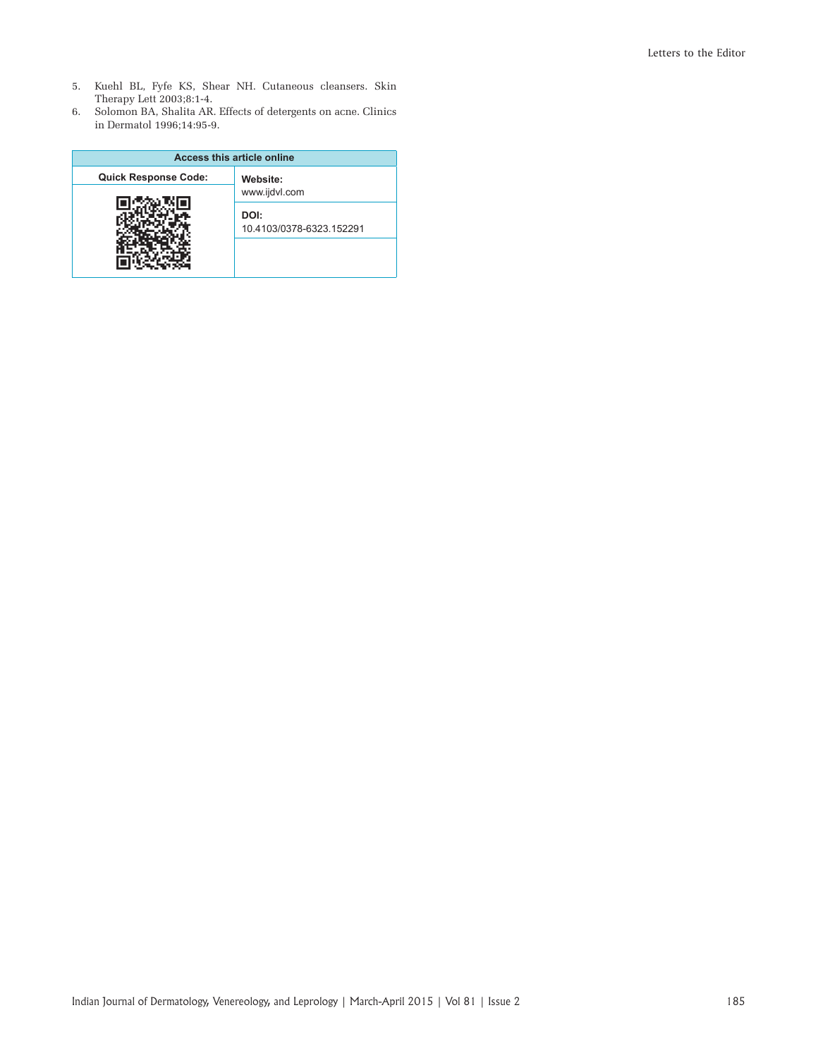5. Kuehl BL, Fyfe KS, Shear NH. Cutaneous cleansers. Skin Therapy Lett 2003;8:1-4.
6. Solomon BA, Shalita AR. Effects of detergents on acne. Clinics in Dermatol 1996;14:95-9.

| Access this article online | |
|---|---|
| Quick Response Code: | **Website:** www.ijdvl.com |
| | **DOI:** 10.4103/0378-6323.152291 |